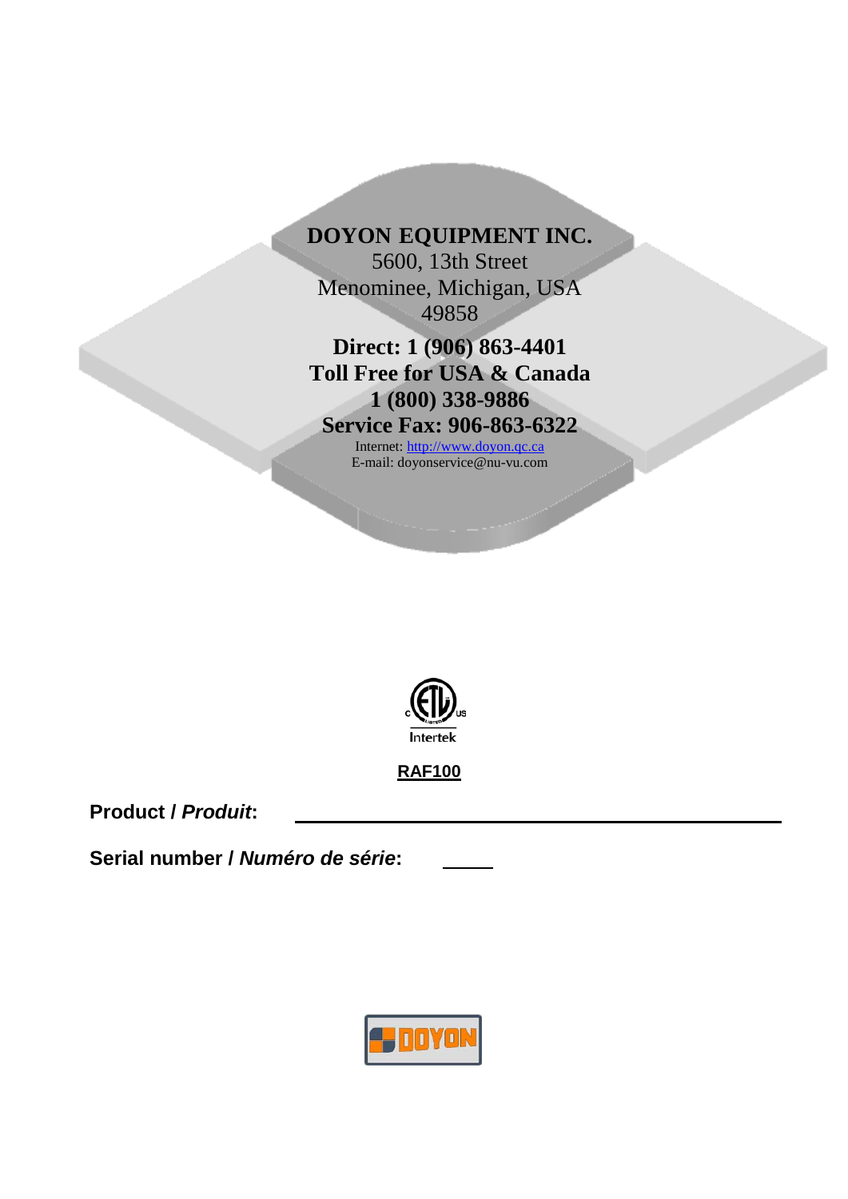**DOYON EQUIPMENT INC.**
5600, 13th Street
Menominee, Michigan, USA
49858

**Direct: 1 (906) 863-4401**
**Toll Free for USA & Canada**
**1 (800) 338-9886**
**Service Fax: 906-863-6322**

Internet: http://www.doyon.qc.ca
E-mail: doyonservice@nu-vu.com

Intertek

**RAF100**

**Product / *Produit*:** ______________________________

**Serial number / *Numéro de série*:** _____

DOYON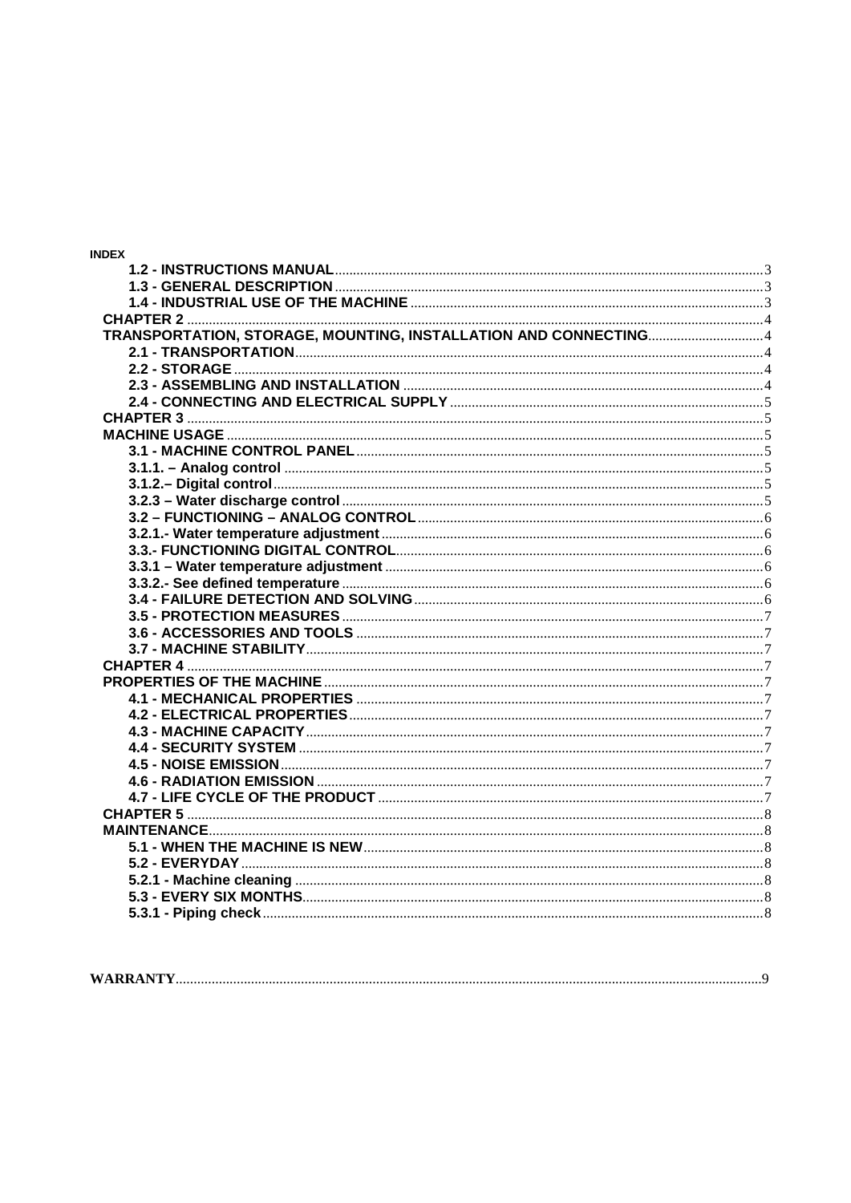**INDEX**

- 1.2 - INSTRUCTIONS MANUAL ..... 3
- 1.3 - GENERAL DESCRIPTION ..... 3
- 1.4 - INDUSTRIAL USE OF THE MACHINE ..... 3
- CHAPTER 2 ..... 4
- TRANSPORTATION, STORAGE, MOUNTING, INSTALLATION AND CONNECTING ..... 4
  - 2.1 - TRANSPORTATION ..... 4
  - 2.2 - STORAGE ..... 4
  - 2.3 - ASSEMBLING AND INSTALLATION ..... 4
  - 2.4 - CONNECTING AND ELECTRICAL SUPPLY ..... 5
- CHAPTER 3 ..... 5
- MACHINE USAGE ..... 5
  - 3.1 - MACHINE CONTROL PANEL ..... 5
  - 3.1.1. – Analog control ..... 5
  - 3.1.2.– Digital control ..... 5
  - 3.2.3 – Water discharge control ..... 5
  - 3.2 – FUNCTIONING – ANALOG CONTROL ..... 6
  - 3.2.1.- Water temperature adjustment ..... 6
  - 3.3.- FUNCTIONING DIGITAL CONTROL ..... 6
  - 3.3.1 – Water temperature adjustment ..... 6
  - 3.3.2.- See defined temperature ..... 6
  - 3.4 - FAILURE DETECTION AND SOLVING ..... 6
  - 3.5 - PROTECTION MEASURES ..... 7
  - 3.6 - ACCESSORIES AND TOOLS ..... 7
  - 3.7 - MACHINE STABILITY ..... 7
- CHAPTER 4 ..... 7
- PROPERTIES OF THE MACHINE ..... 7
  - 4.1 - MECHANICAL PROPERTIES ..... 7
  - 4.2 - ELECTRICAL PROPERTIES ..... 7
  - 4.3 - MACHINE CAPACITY ..... 7
  - 4.4 - SECURITY SYSTEM ..... 7
  - 4.5 - NOISE EMISSION ..... 7
  - 4.6 - RADIATION EMISSION ..... 7
  - 4.7 - LIFE CYCLE OF THE PRODUCT ..... 7
- CHAPTER 5 ..... 8
- MAINTENANCE ..... 8
  - 5.1 - WHEN THE MACHINE IS NEW ..... 8
  - 5.2 - EVERYDAY ..... 8
  - 5.2.1 - Machine cleaning ..... 8
  - 5.3 - EVERY SIX MONTHS ..... 8
  - 5.3.1 - Piping check ..... 8

**WARRANTY** ..... 9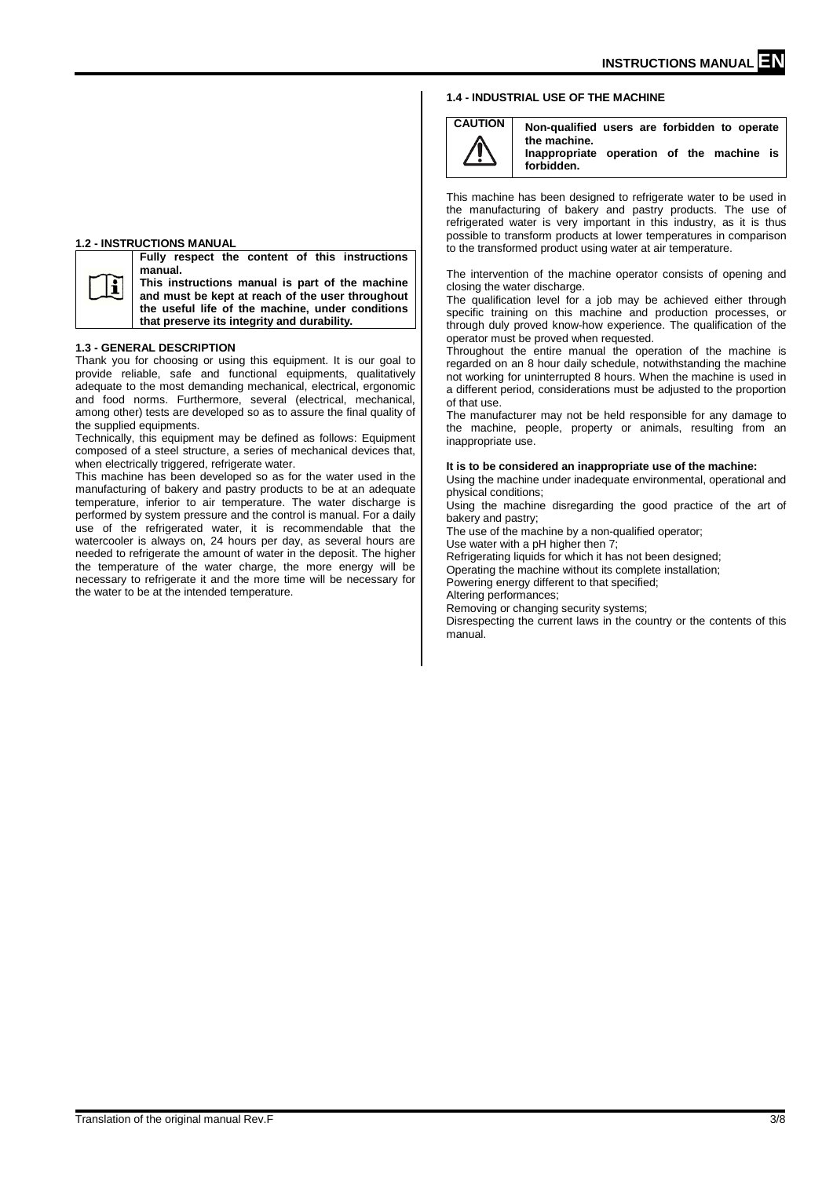## 1.2 - INSTRUCTIONS MANUAL

**Fully respect the content of this instructions manual.**
**This instructions manual is part of the machine and must be kept at reach of the user throughout the useful life of the machine, under conditions that preserve its integrity and durability.**

## 1.3 - GENERAL DESCRIPTION

Thank you for choosing or using this equipment. It is our goal to provide reliable, safe and functional equipments, qualitatively adequate to the most demanding mechanical, electrical, ergonomic and food norms. Furthermore, several (electrical, mechanical, among other) tests are developed so as to assure the final quality of the supplied equipments.

Technically, this equipment may be defined as follows: Equipment composed of a steel structure, a series of mechanical devices that, when electrically triggered, refrigerate water.

This machine has been developed so as for the water used in the manufacturing of bakery and pastry products to be at an adequate temperature, inferior to air temperature. The water discharge is performed by system pressure and the control is manual. For a daily use of the refrigerated water, it is recommendable that the watercooler is always on, 24 hours per day, as several hours are needed to refrigerate the amount of water in the deposit. The higher the temperature of the water charge, the more energy will be necessary to refrigerate it and the more time will be necessary for the water to be at the intended temperature.

## 1.4 - INDUSTRIAL USE OF THE MACHINE

**CAUTION**

**Non-qualified users are forbidden to operate the machine.**
**Inappropriate operation of the machine is forbidden.**

This machine has been designed to refrigerate water to be used in the manufacturing of bakery and pastry products. The use of refrigerated water is very important in this industry, as it is thus possible to transform products at lower temperatures in comparison to the transformed product using water at air temperature.

The intervention of the machine operator consists of opening and closing the water discharge.

The qualification level for a job may be achieved either through specific training on this machine and production processes, or through duly proved know-how experience. The qualification of the operator must be proved when requested.

Throughout the entire manual the operation of the machine is regarded on an 8 hour daily schedule, notwithstanding the machine not working for uninterrupted 8 hours. When the machine is used in a different period, considerations must be adjusted to the proportion of that use.

The manufacturer may not be held responsible for any damage to the machine, people, property or animals, resulting from an inappropriate use.

**It is to be considered an inappropriate use of the machine:**

Using the machine under inadequate environmental, operational and physical conditions;

Using the machine disregarding the good practice of the art of bakery and pastry;

The use of the machine by a non-qualified operator;

Use water with a pH higher then 7;

Refrigerating liquids for which it has not been designed;

Operating the machine without its complete installation;

Powering energy different to that specified;

Altering performances;

Removing or changing security systems;

Disrespecting the current laws in the country or the contents of this manual.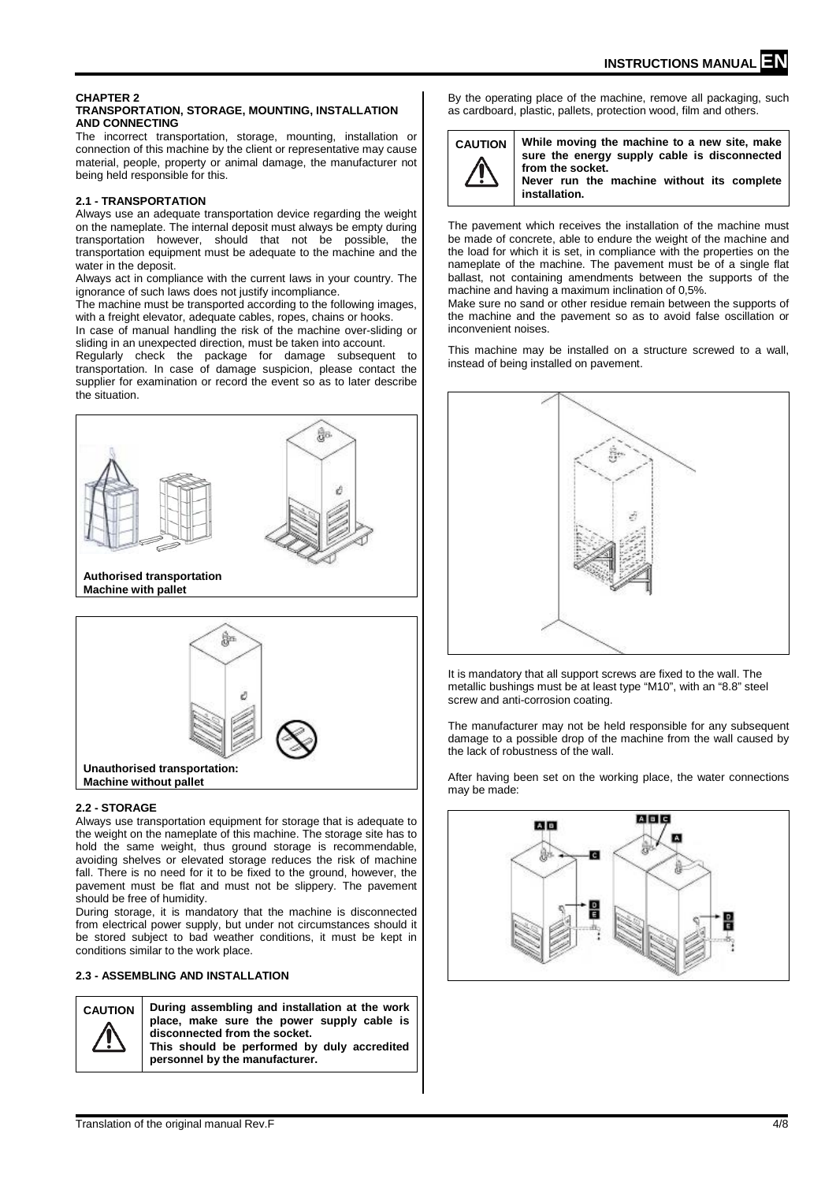## CHAPTER 2
### TRANSPORTATION, STORAGE, MOUNTING, INSTALLATION AND CONNECTING

The incorrect transportation, storage, mounting, installation or connection of this machine by the client or representative may cause material, people, property or animal damage, the manufacturer not being held responsible for this.

### 2.1 - TRANSPORTATION

Always use an adequate transportation device regarding the weight on the nameplate. The internal deposit must always be empty during transportation however, should that not be possible, the transportation equipment must be adequate to the machine and the water in the deposit.

Always act in compliance with the current laws in your country. The ignorance of such laws does not justify incompliance.

The machine must be transported according to the following images, with a freight elevator, adequate cables, ropes, chains or hooks.

In case of manual handling the risk of the machine over-sliding or sliding in an unexpected direction, must be taken into account.

Regularly check the package for damage subsequent to transportation. In case of damage suspicion, please contact the supplier for examination or record the event so as to later describe the situation.

**Authorised transportation**
**Machine with pallet**

**Unauthorised transportation:**
**Machine without pallet**

### 2.2 - STORAGE

Always use transportation equipment for storage that is adequate to the weight on the nameplate of this machine. The storage site has to hold the same weight, thus ground storage is recommendable, avoiding shelves or elevated storage reduces the risk of machine fall. There is no need for it to be fixed to the ground, however, the pavement must be flat and must not be slippery. The pavement should be free of humidity.

During storage, it is mandatory that the machine is disconnected from electrical power supply, but under not circumstances should it be stored subject to bad weather conditions, it must be kept in conditions similar to the work place.

### 2.3 - ASSEMBLING AND INSTALLATION

| CAUTION | **During assembling and installation at the work place, make sure the power supply cable is disconnected from the socket.** **This should be performed by duly accredited personnel by the manufacturer.** |
|---|---|

By the operating place of the machine, remove all packaging, such as cardboard, plastic, pallets, protection wood, film and others.

| CAUTION | **While moving the machine to a new site, make sure the energy supply cable is disconnected from the socket.** **Never run the machine without its complete installation.** |
|---|---|

The pavement which receives the installation of the machine must be made of concrete, able to endure the weight of the machine and the load for which it is set, in compliance with the properties on the nameplate of the machine. The pavement must be of a single flat ballast, not containing amendments between the supports of the machine and having a maximum inclination of 0,5%.

Make sure no sand or other residue remain between the supports of the machine and the pavement so as to avoid false oscillation or inconvenient noises.

This machine may be installed on a structure screwed to a wall, instead of being installed on pavement.

It is mandatory that all support screws are fixed to the wall. The metallic bushings must be at least type "M10", with an "8.8" steel screw and anti-corrosion coating.

The manufacturer may not be held responsible for any subsequent damage to a possible drop of the machine from the wall caused by the lack of robustness of the wall.

After having been set on the working place, the water connections may be made: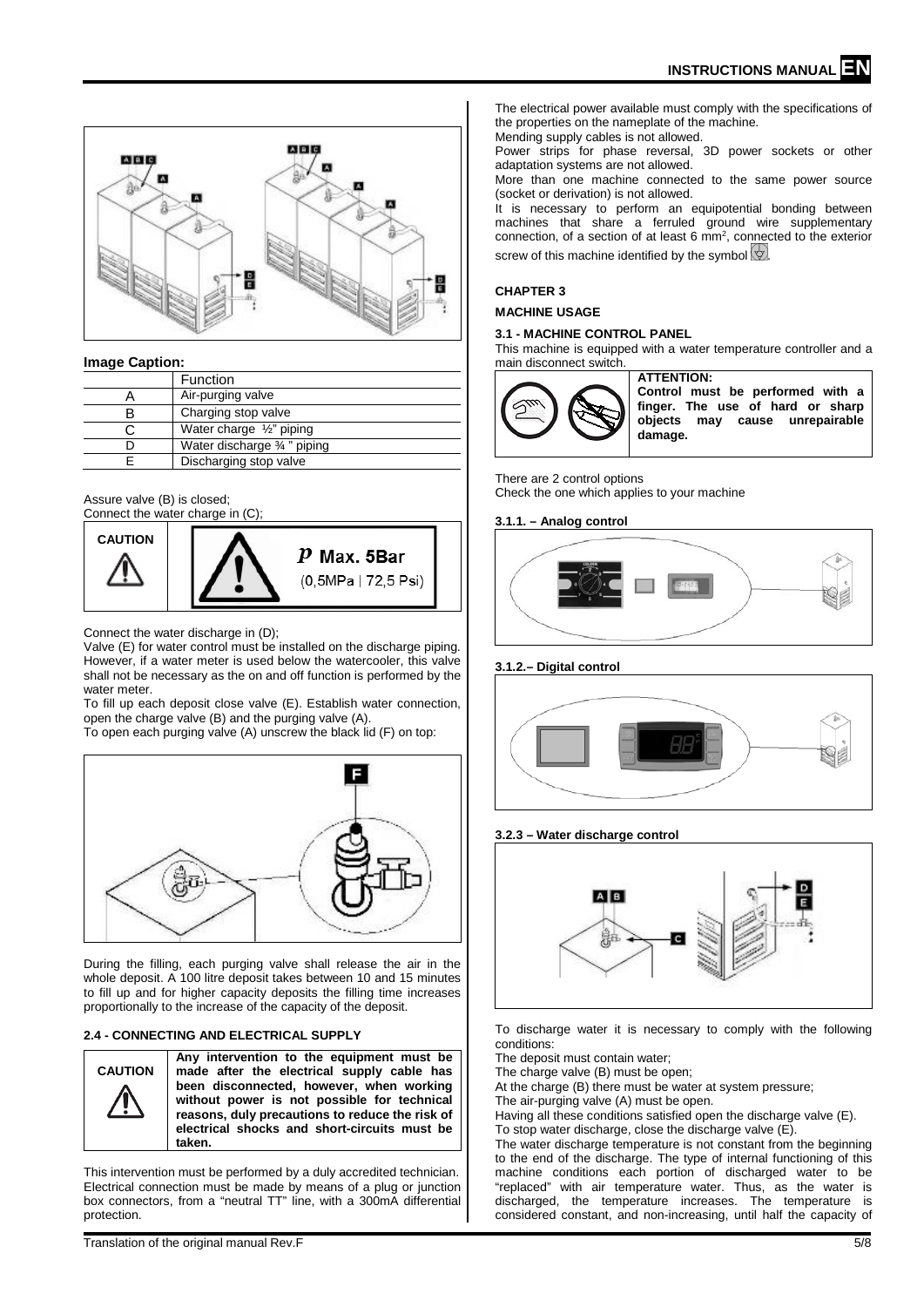**Image Caption:**

| | Function |
|---|---|
| A | Air-purging valve |
| B | Charging stop valve |
| C | Water charge ½" piping |
| D | Water discharge ¾ " piping |
| E | Discharging stop valve |

Assure valve (B) is closed;
Connect the water charge in (C);

| CAUTION | $p$ Max. 5Bar (0,5MPa \| 72,5 Psi) |
|---|---|

Connect the water discharge in (D);
Valve (E) for water control must be installed on the discharge piping. However, if a water meter is used below the watercooler, this valve shall not be necessary as the on and off function is performed by the water meter.
To fill up each deposit close valve (E). Establish water connection, open the charge valve (B) and the purging valve (A).
To open each purging valve (A) unscrew the black lid (F) on top:

During the filling, each purging valve shall release the air in the whole deposit. A 100 litre deposit takes between 10 and 15 minutes to fill up and for higher capacity deposits the filling time increases proportionally to the increase of the capacity of the deposit.

### 2.4 - CONNECTING AND ELECTRICAL SUPPLY

| CAUTION | **Any intervention to the equipment must be made after the electrical supply cable has been disconnected, however, when working without power is not possible for technical reasons, duly precautions to reduce the risk of electrical shocks and short-circuits must be taken.** |
|---|---|

This intervention must be performed by a duly accredited technician. Electrical connection must be made by means of a plug or junction box connectors, from a "neutral TT" line, with a 300mA differential protection.

The electrical power available must comply with the specifications of the properties on the nameplate of the machine.
Mending supply cables is not allowed.
Power strips for phase reversal, 3D power sockets or other adaptation systems are not allowed.
More than one machine connected to the same power source (socket or derivation) is not allowed.
It is necessary to perform an equipotential bonding between machines that share a ferruled ground wire supplementary connection, of a section of at least 6 mm², connected to the exterior screw of this machine identified by the symbol.

## CHAPTER 3

## MACHINE USAGE

### 3.1 - MACHINE CONTROL PANEL

This machine is equipped with a water temperature controller and a main disconnect switch.

**ATTENTION:**
**Control must be performed with a finger. The use of hard or sharp objects may cause unrepairable damage.**

There are 2 control options
Check the one which applies to your machine

#### 3.1.1. – Analog control

#### 3.1.2.– Digital control

#### 3.2.3 – Water discharge control

To discharge water it is necessary to comply with the following conditions:
The deposit must contain water;
The charge valve (B) must be open;
At the charge (B) there must be water at system pressure;
The air-purging valve (A) must be open.
Having all these conditions satisfied open the discharge valve (E).
To stop water discharge, close the discharge valve (E).
The water discharge temperature is not constant from the beginning to the end of the discharge. The type of internal functioning of this machine conditions each portion of discharged water to be "replaced" with air temperature water. Thus, as the water is discharged, the temperature increases. The temperature is considered constant, and non-increasing, until half the capacity of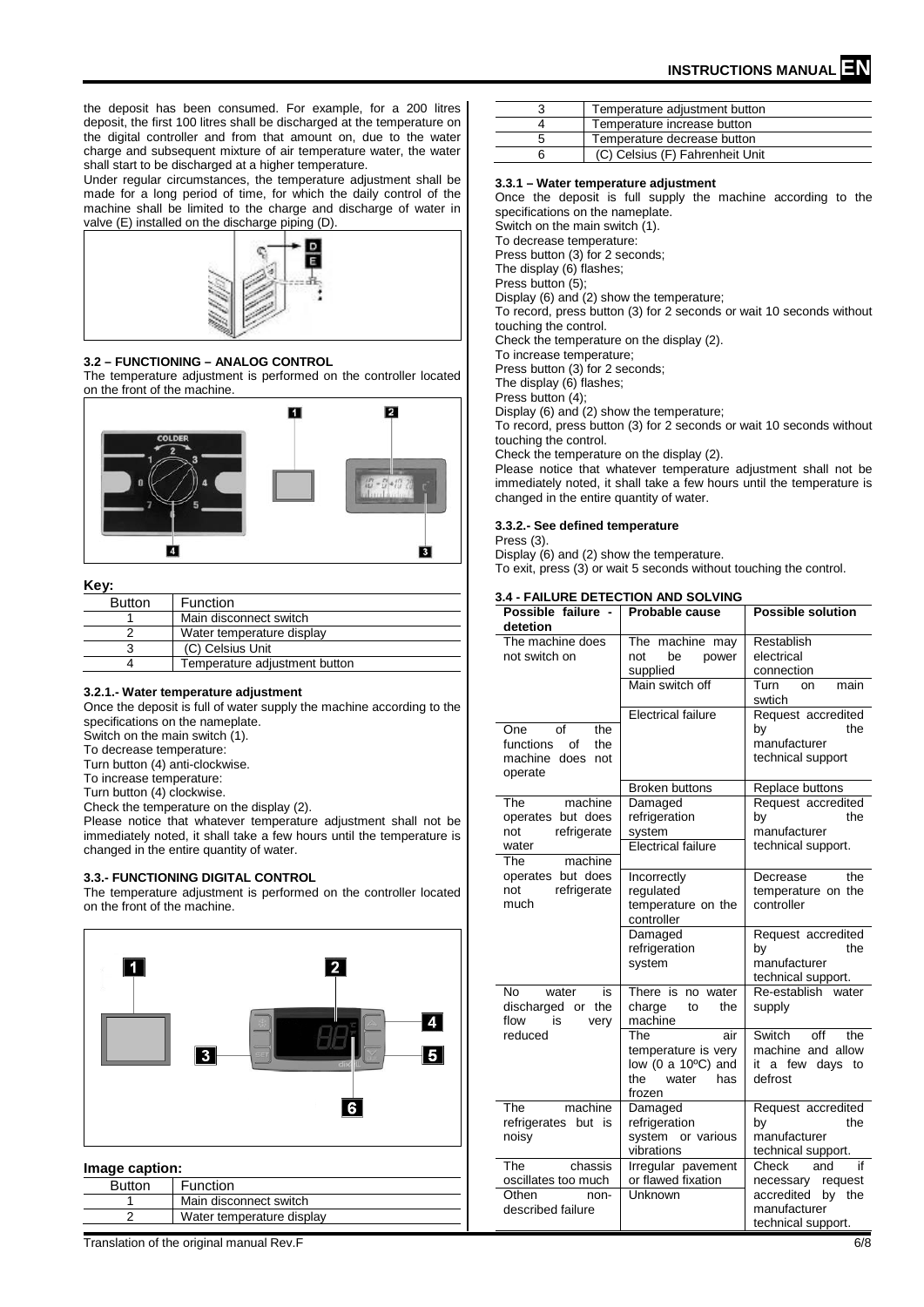the deposit has been consumed. For example, for a 200 litres deposit, the first 100 litres shall be discharged at the temperature on the digital controller and from that amount on, due to the water charge and subsequent mixture of air temperature water, the water shall start to be discharged at a higher temperature.

Under regular circumstances, the temperature adjustment shall be made for a long period of time, for which the daily control of the machine shall be limited to the charge and discharge of water in valve (E) installed on the discharge piping (D).

### 3.2 – FUNCTIONING – ANALOG CONTROL

The temperature adjustment is performed on the controller located on the front of the machine.

**Key:**

| Button | Function |
|---|---|
| 1 | Main disconnect switch |
| 2 | Water temperature display |
| 3 | (C) Celsius Unit |
| 4 | Temperature adjustment button |

#### 3.2.1.- Water temperature adjustment

Once the deposit is full of water supply the machine according to the specifications on the nameplate.
Switch on the main switch (1).
To decrease temperature:
Turn button (4) anti-clockwise.
To increase temperature:
Turn button (4) clockwise.
Check the temperature on the display (2).
Please notice that whatever temperature adjustment shall not be immediately noted, it shall take a few hours until the temperature is changed in the entire quantity of water.

### 3.3.- FUNCTIONING DIGITAL CONTROL

The temperature adjustment is performed on the controller located on the front of the machine.

**Image caption:**

| Button | Function |
|---|---|
| 1 | Main disconnect switch |
| 2 | Water temperature display |
| 3 | Temperature adjustment button |
| 4 | Temperature increase button |
| 5 | Temperature decrease button |
| 6 | (C) Celsius (F) Fahrenheit Unit |

#### 3.3.1 – Water temperature adjustment

Once the deposit is full supply the machine according to the specifications on the nameplate.
Switch on the main switch (1).
To decrease temperature:
Press button (3) for 2 seconds;
The display (6) flashes;
Press button (5);
Display (6) and (2) show the temperature;
To record, press button (3) for 2 seconds or wait 10 seconds without touching the control.
Check the temperature on the display (2).
To increase temperature;
Press button (3) for 2 seconds;
The display (6) flashes;
Press button (4);
Display (6) and (2) show the temperature;
To record, press button (3) for 2 seconds or wait 10 seconds without touching the control.
Check the temperature on the display (2).
Please notice that whatever temperature adjustment shall not be immediately noted, it shall take a few hours until the temperature is changed in the entire quantity of water.

#### 3.3.2.- See defined temperature

Press (3).
Display (6) and (2) show the temperature.
To exit, press (3) or wait 5 seconds without touching the control.

### 3.4 - FAILURE DETECTION AND SOLVING

| Possible failure - detetion | Probable cause | Possible solution |
|---|---|---|
| The machine does not switch on | The machine may not be power supplied | Restablish electrical connection |
| | Main switch off | Turn on main swtich |
| One of the functions of the machine does not operate | Electrical failure | Request accredited by the manufacturer technical support |
| | Broken buttons | Replace buttons |
| The machine operates but does not refrigerate water | Damaged refrigeration system | Request accredited by the manufacturer technical support. |
| | Electrical failure | |
| The machine operates but does not refrigerate much | Incorrectly regulated temperature on the controller | Decrease the temperature on the controller |
| | Damaged refrigeration system | Request accredited by the manufacturer technical support. |
| No water is discharged or the flow is very reduced | There is no water charge to the machine | Re-establish water supply |
| | The air temperature is very low (0 a 10ºC) and the water has frozen | Switch off the machine and allow it a few days to defrost |
| The machine refrigerates but is noisy | Damaged refrigeration system or various vibrations | Request accredited by the manufacturer technical support. |
| The chassis oscillates too much | Irregular pavement or flawed fixation | Check and if necessary request accredited by the manufacturer technical support. |
| Othen non-described failure | Unknown | |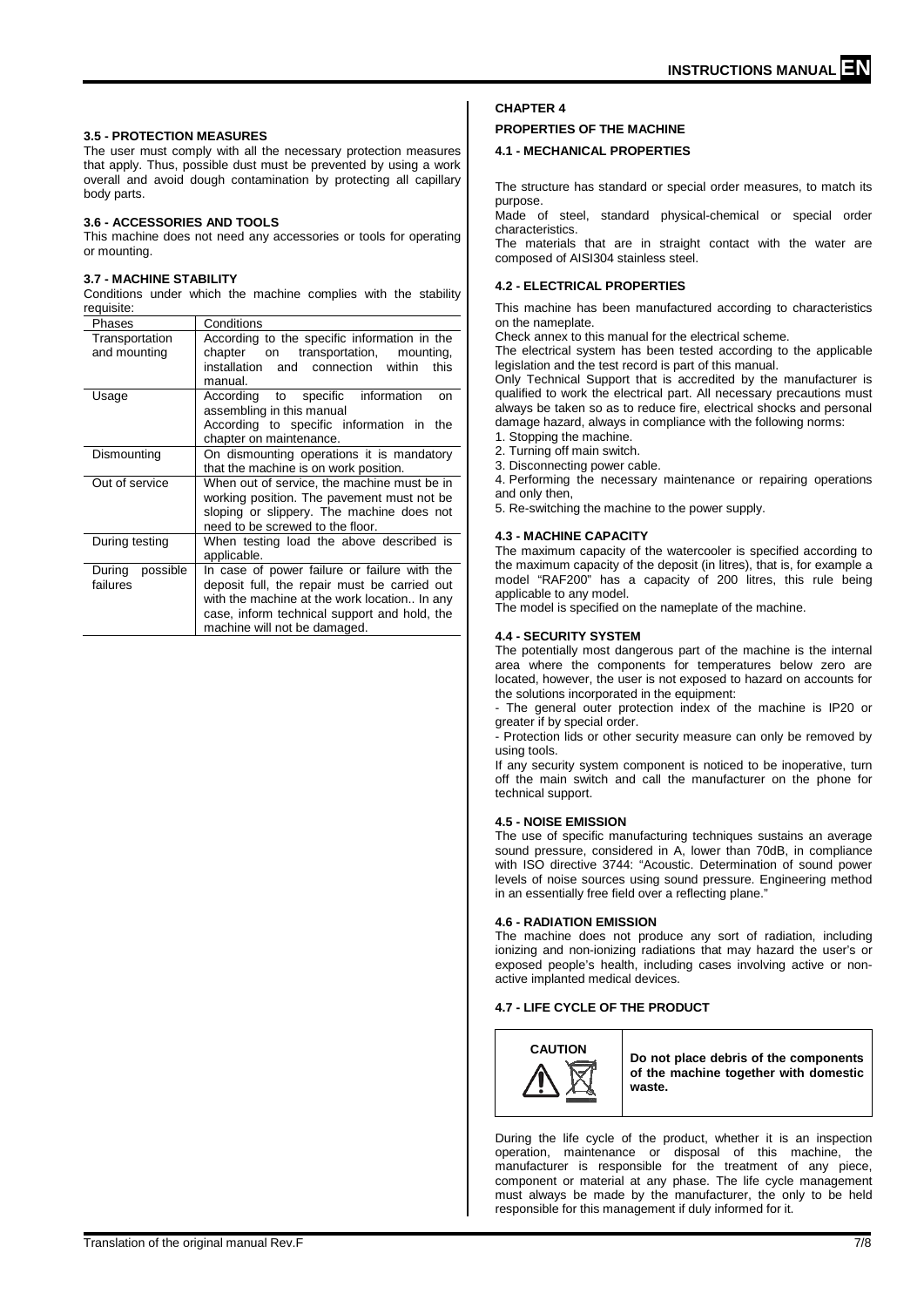### 3.5 - PROTECTION MEASURES

The user must comply with all the necessary protection measures that apply. Thus, possible dust must be prevented by using a work overall and avoid dough contamination by protecting all capillary body parts.

### 3.6 - ACCESSORIES AND TOOLS

This machine does not need any accessories or tools for operating or mounting.

### 3.7 - MACHINE STABILITY

Conditions under which the machine complies with the stability requisite:

| Phases | Conditions |
|---|---|
| Transportation and mounting | According to the specific information in the chapter on transportation, mounting, installation and connection within this manual. |
| Usage | According to specific information on assembling in this manual<br>According to specific information in the chapter on maintenance. |
| Dismounting | On dismounting operations it is mandatory that the machine is on work position. |
| Out of service | When out of service, the machine must be in working position. The pavement must not be sloping or slippery. The machine does not need to be screwed to the floor. |
| During testing | When testing load the above described is applicable. |
| During possible failures | In case of power failure or failure with the deposit full, the repair must be carried out with the machine at the work location.. In any case, inform technical support and hold, the machine will not be damaged. |

## CHAPTER 4

## PROPERTIES OF THE MACHINE

### 4.1 - MECHANICAL PROPERTIES

The structure has standard or special order measures, to match its purpose.

Made of steel, standard physical-chemical or special order characteristics.

The materials that are in straight contact with the water are composed of AISI304 stainless steel.

### 4.2 - ELECTRICAL PROPERTIES

This machine has been manufactured according to characteristics on the nameplate.

Check annex to this manual for the electrical scheme.

The electrical system has been tested according to the applicable legislation and the test record is part of this manual.

Only Technical Support that is accredited by the manufacturer is qualified to work the electrical part. All necessary precautions must always be taken so as to reduce fire, electrical shocks and personal damage hazard, always in compliance with the following norms:

1. Stopping the machine.
2. Turning off main switch.
3. Disconnecting power cable.
4. Performing the necessary maintenance or repairing operations and only then,
5. Re-switching the machine to the power supply.

### 4.3 - MACHINE CAPACITY

The maximum capacity of the watercooler is specified according to the maximum capacity of the deposit (in litres), that is, for example a model "RAF200" has a capacity of 200 litres, this rule being applicable to any model.

The model is specified on the nameplate of the machine.

### 4.4 - SECURITY SYSTEM

The potentially most dangerous part of the machine is the internal area where the components for temperatures below zero are located, however, the user is not exposed to hazard on accounts for the solutions incorporated in the equipment:

- The general outer protection index of the machine is IP20 or greater if by special order.
- Protection lids or other security measure can only be removed by using tools.

If any security system component is noticed to be inoperative, turn off the main switch and call the manufacturer on the phone for technical support.

### 4.5 - NOISE EMISSION

The use of specific manufacturing techniques sustains an average sound pressure, considered in A, lower than 70dB, in compliance with ISO directive 3744: "Acoustic. Determination of sound power levels of noise sources using sound pressure. Engineering method in an essentially free field over a reflecting plane."

### 4.6 - RADIATION EMISSION

The machine does not produce any sort of radiation, including ionizing and non-ionizing radiations that may hazard the user's or exposed people's health, including cases involving active or non-active implanted medical devices.

### 4.7 - LIFE CYCLE OF THE PRODUCT

| CAUTION | **Do not place debris of the components of the machine together with domestic waste.** |
|---|---|

During the life cycle of the product, whether it is an inspection operation, maintenance or disposal of this machine, the manufacturer is responsible for the treatment of any piece, component or material at any phase. The life cycle management must always be made by the manufacturer, the only to be held responsible for this management if duly informed for it.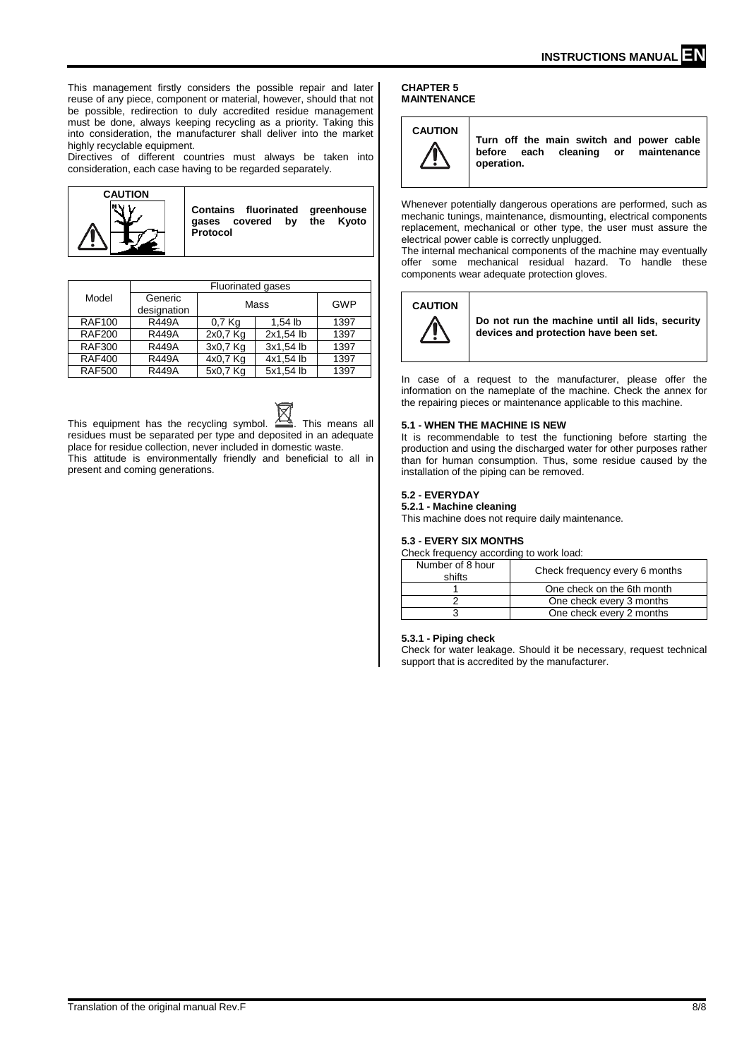This management firstly considers the possible repair and later reuse of any piece, component or material, however, should that not be possible, redirection to duly accredited residue management must be done, always keeping recycling as a priority. Taking this into consideration, the manufacturer shall deliver into the market highly recyclable equipment.

Directives of different countries must always be taken into consideration, each case having to be regarded separately.

**CAUTION**

**Contains fluorinated greenhouse gases covered by the Kyoto Protocol**

| Model | Fluorinated gases | | | |
|---|---|---|---|---|
| | Generic designation | Mass | | GWP |
| RAF100 | R449A | 0,7 Kg | 1,54 lb | 1397 |
| RAF200 | R449A | 2x0,7 Kg | 2x1,54 lb | 1397 |
| RAF300 | R449A | 3x0,7 Kg | 3x1,54 lb | 1397 |
| RAF400 | R449A | 4x0,7 Kg | 4x1,54 lb | 1397 |
| RAF500 | R449A | 5x0,7 Kg | 5x1,54 lb | 1397 |

This equipment has the recycling symbol. This means all residues must be separated per type and deposited in an adequate place for residue collection, never included in domestic waste.

This attitude is environmentally friendly and beneficial to all in present and coming generations.

## CHAPTER 5
## MAINTENANCE

**CAUTION**

**Turn off the main switch and power cable before each cleaning or maintenance operation.**

Whenever potentially dangerous operations are performed, such as mechanic tunings, maintenance, dismounting, electrical components replacement, mechanical or other type, the user must assure the electrical power cable is correctly unplugged.

The internal mechanical components of the machine may eventually offer some mechanical residual hazard. To handle these components wear adequate protection gloves.

**CAUTION**

**Do not run the machine until all lids, security devices and protection have been set.**

In case of a request to the manufacturer, please offer the information on the nameplate of the machine. Check the annex for the repairing pieces or maintenance applicable to this machine.

### 5.1 - WHEN THE MACHINE IS NEW

It is recommendable to test the functioning before starting the production and using the discharged water for other purposes rather than for human consumption. Thus, some residue caused by the installation of the piping can be removed.

### 5.2 - EVERYDAY

#### 5.2.1 - Machine cleaning

This machine does not require daily maintenance.

### 5.3 - EVERY SIX MONTHS

Check frequency according to work load:

| Number of 8 hour shifts | Check frequency every 6 months |
|---|---|
| 1 | One check on the 6th month |
| 2 | One check every 3 months |
| 3 | One check every 2 months |

#### 5.3.1 - Piping check

Check for water leakage. Should it be necessary, request technical support that is accredited by the manufacturer.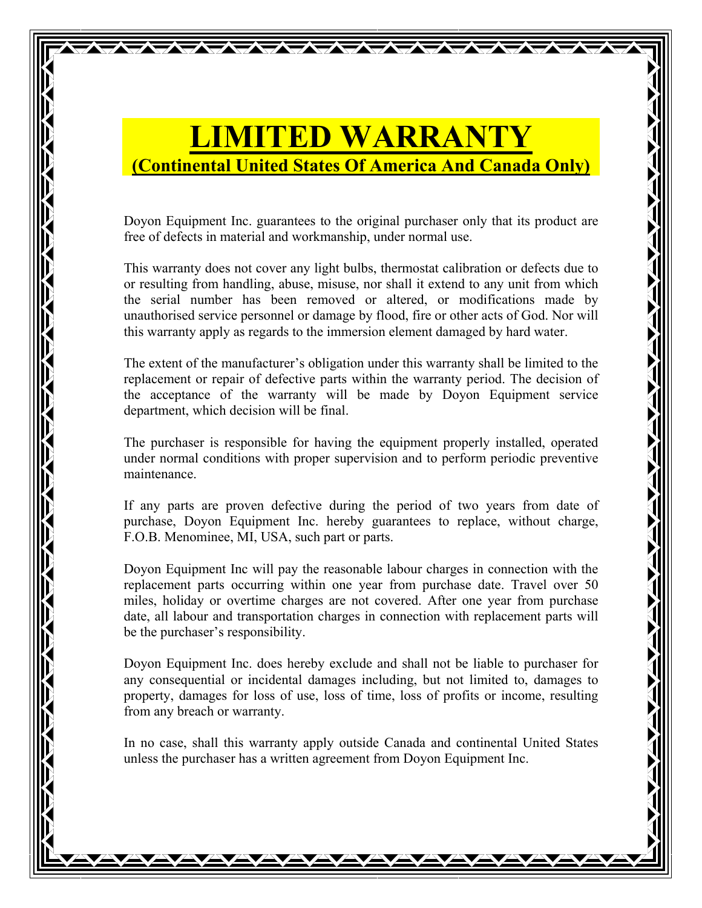# LIMITED WARRANTY

## (Continental United States Of America And Canada Only)

Doyon Equipment Inc. guarantees to the original purchaser only that its product are free of defects in material and workmanship, under normal use.

This warranty does not cover any light bulbs, thermostat calibration or defects due to or resulting from handling, abuse, misuse, nor shall it extend to any unit from which the serial number has been removed or altered, or modifications made by unauthorised service personnel or damage by flood, fire or other acts of God. Nor will this warranty apply as regards to the immersion element damaged by hard water.

The extent of the manufacturer's obligation under this warranty shall be limited to the replacement or repair of defective parts within the warranty period. The decision of the acceptance of the warranty will be made by Doyon Equipment service department, which decision will be final.

The purchaser is responsible for having the equipment properly installed, operated under normal conditions with proper supervision and to perform periodic preventive maintenance.

If any parts are proven defective during the period of two years from date of purchase, Doyon Equipment Inc. hereby guarantees to replace, without charge, F.O.B. Menominee, MI, USA, such part or parts.

Doyon Equipment Inc will pay the reasonable labour charges in connection with the replacement parts occurring within one year from purchase date. Travel over 50 miles, holiday or overtime charges are not covered. After one year from purchase date, all labour and transportation charges in connection with replacement parts will be the purchaser's responsibility.

Doyon Equipment Inc. does hereby exclude and shall not be liable to purchaser for any consequential or incidental damages including, but not limited to, damages to property, damages for loss of use, loss of time, loss of profits or income, resulting from any breach or warranty.

In no case, shall this warranty apply outside Canada and continental United States unless the purchaser has a written agreement from Doyon Equipment Inc.